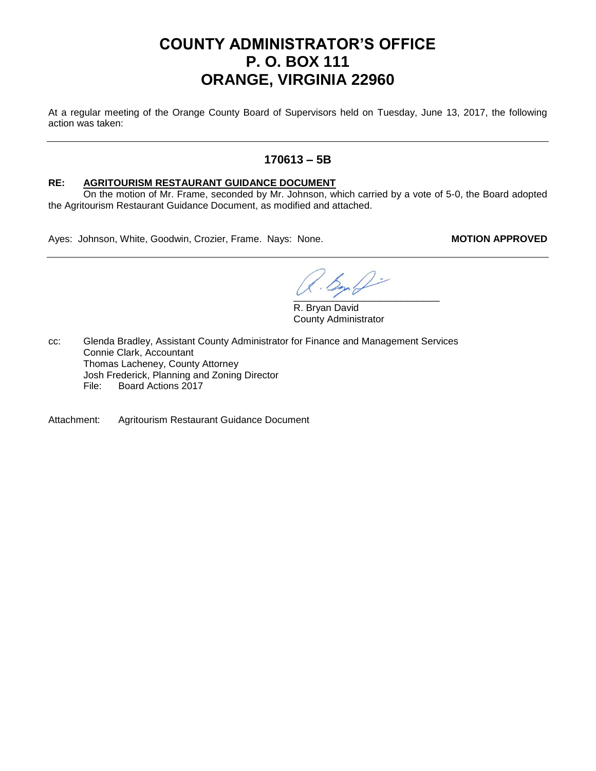# COUNTY ADMINISTRATOR'S OFFICE
# P. O. BOX 111
# ORANGE, VIRGINIA 22960

At a regular meeting of the Orange County Board of Supervisors held on Tuesday, June 13, 2017, the following action was taken:

---

## 170613 – 5B

**RE: AGRITOURISM RESTAURANT GUIDANCE DOCUMENT**

On the motion of Mr. Frame, seconded by Mr. Johnson, which carried by a vote of 5-0, the Board adopted the Agritourism Restaurant Guidance Document, as modified and attached.

Ayes: Johnson, White, Goodwin, Crozier, Frame. Nays: None. **MOTION APPROVED**

---

R. Bryan David
County Administrator

cc: Glenda Bradley, Assistant County Administrator for Finance and Management Services
Connie Clark, Accountant
Thomas Lacheney, County Attorney
Josh Frederick, Planning and Zoning Director
File: Board Actions 2017

Attachment: Agritourism Restaurant Guidance Document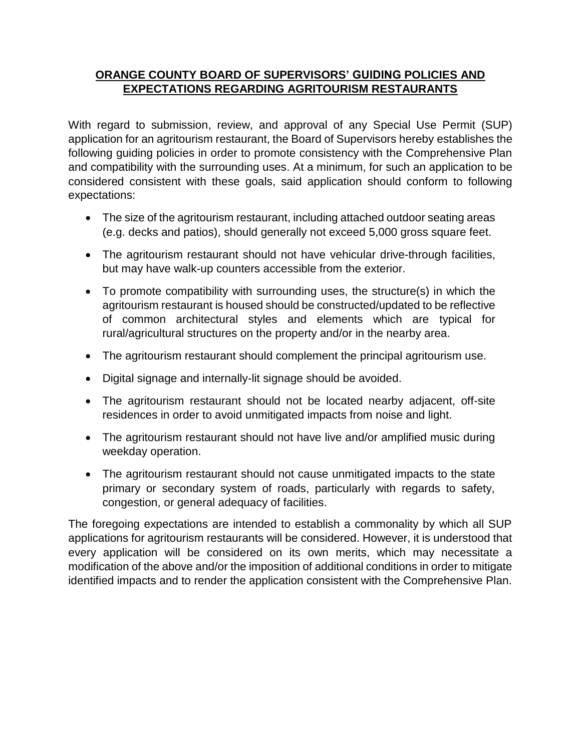## ORANGE COUNTY BOARD OF SUPERVISORS' GUIDING POLICIES AND EXPECTATIONS REGARDING AGRITOURISM RESTAURANTS

With regard to submission, review, and approval of any Special Use Permit (SUP) application for an agritourism restaurant, the Board of Supervisors hereby establishes the following guiding policies in order to promote consistency with the Comprehensive Plan and compatibility with the surrounding uses. At a minimum, for such an application to be considered consistent with these goals, said application should conform to following expectations:

- The size of the agritourism restaurant, including attached outdoor seating areas (e.g. decks and patios), should generally not exceed 5,000 gross square feet.
- The agritourism restaurant should not have vehicular drive-through facilities, but may have walk-up counters accessible from the exterior.
- To promote compatibility with surrounding uses, the structure(s) in which the agritourism restaurant is housed should be constructed/updated to be reflective of common architectural styles and elements which are typical for rural/agricultural structures on the property and/or in the nearby area.
- The agritourism restaurant should complement the principal agritourism use.
- Digital signage and internally-lit signage should be avoided.
- The agritourism restaurant should not be located nearby adjacent, off-site residences in order to avoid unmitigated impacts from noise and light.
- The agritourism restaurant should not have live and/or amplified music during weekday operation.
- The agritourism restaurant should not cause unmitigated impacts to the state primary or secondary system of roads, particularly with regards to safety, congestion, or general adequacy of facilities.

The foregoing expectations are intended to establish a commonality by which all SUP applications for agritourism restaurants will be considered. However, it is understood that every application will be considered on its own merits, which may necessitate a modification of the above and/or the imposition of additional conditions in order to mitigate identified impacts and to render the application consistent with the Comprehensive Plan.